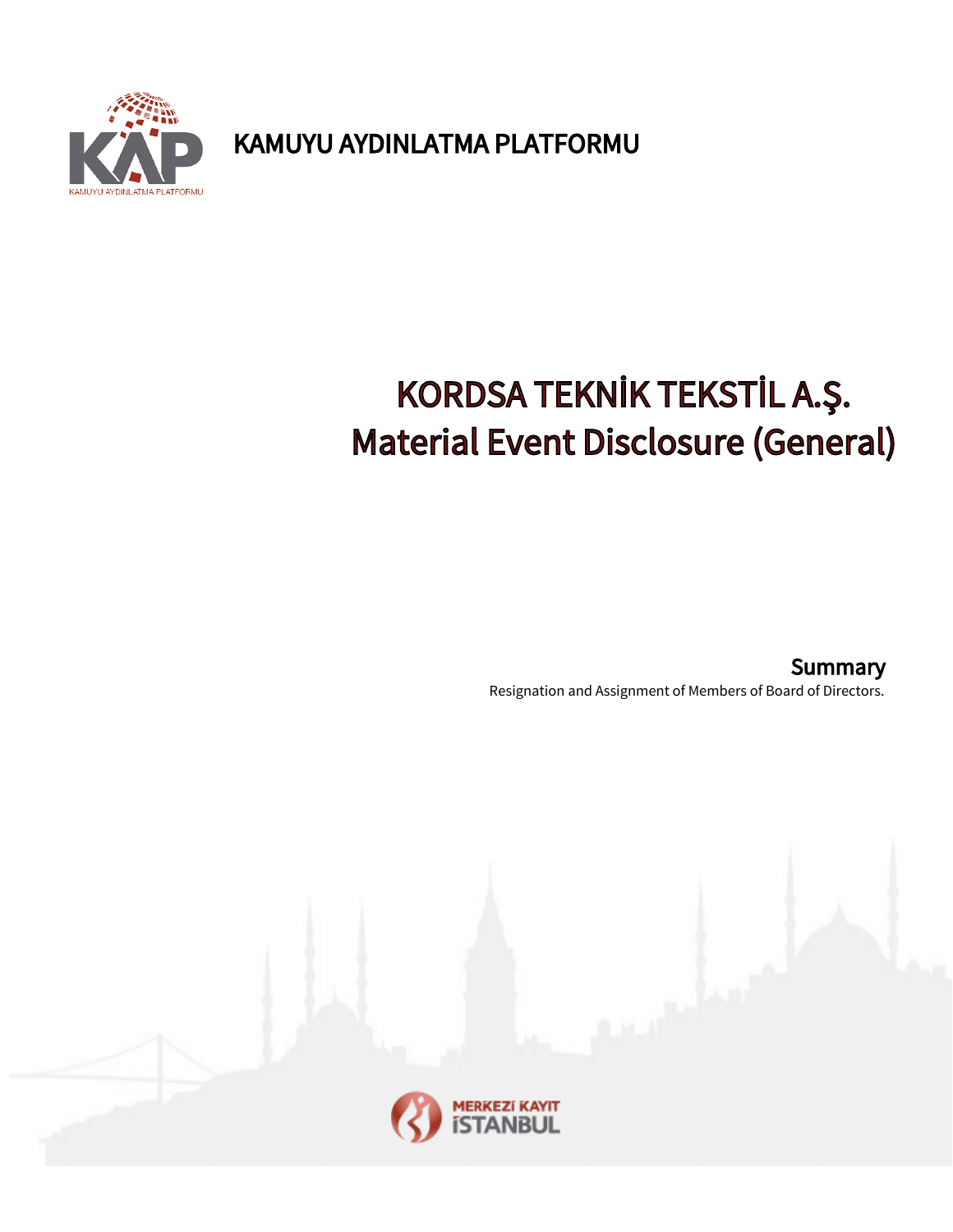KAMUYU AYDINLATMA PLATFORMU

# KORDSA TEKNİK TEKSTİL A.Ş.
# Material Event Disclosure (General)

## Summary

Resignation and Assignment of Members of Board of Directors.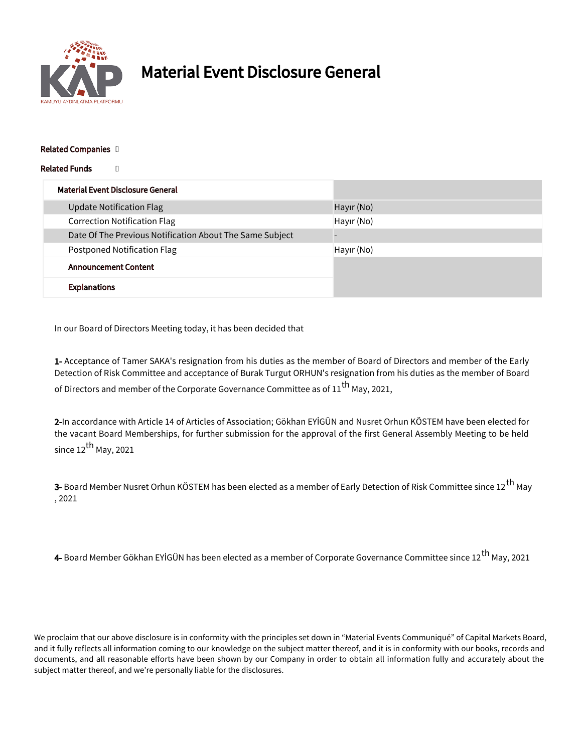# Material Event Disclosure General

**Related Companies** []

**Related Funds** []

| Material Event Disclosure General | |
|---|---|
| Update Notification Flag | Hayır (No) |
| Correction Notification Flag | Hayır (No) |
| Date Of The Previous Notification About The Same Subject | - |
| Postponed Notification Flag | Hayır (No) |
| **Announcement Content** | |
| **Explanations** | |

In our Board of Directors Meeting today, it has been decided that

**1-** Acceptance of Tamer SAKA's resignation from his duties as the member of Board of Directors and member of the Early Detection of Risk Committee and acceptance of Burak Turgut ORHUN's resignation from his duties as the member of Board of Directors and member of the Corporate Governance Committee as of 11th May, 2021,

**2-**In accordance with Article 14 of Articles of Association; Gökhan EYİGÜN and Nusret Orhun KÖSTEM have been elected for the vacant Board Memberships, for further submission for the approval of the first General Assembly Meeting to be held since 12th May, 2021

**3-** Board Member Nusret Orhun KÖSTEM has been elected as a member of Early Detection of Risk Committee since 12th May , 2021

**4-** Board Member Gökhan EYİGÜN has been elected as a member of Corporate Governance Committee since 12th May, 2021

We proclaim that our above disclosure is in conformity with the principles set down in "Material Events Communiqué" of Capital Markets Board, and it fully reflects all information coming to our knowledge on the subject matter thereof, and it is in conformity with our books, records and documents, and all reasonable efforts have been shown by our Company in order to obtain all information fully and accurately about the subject matter thereof, and we're personally liable for the disclosures.